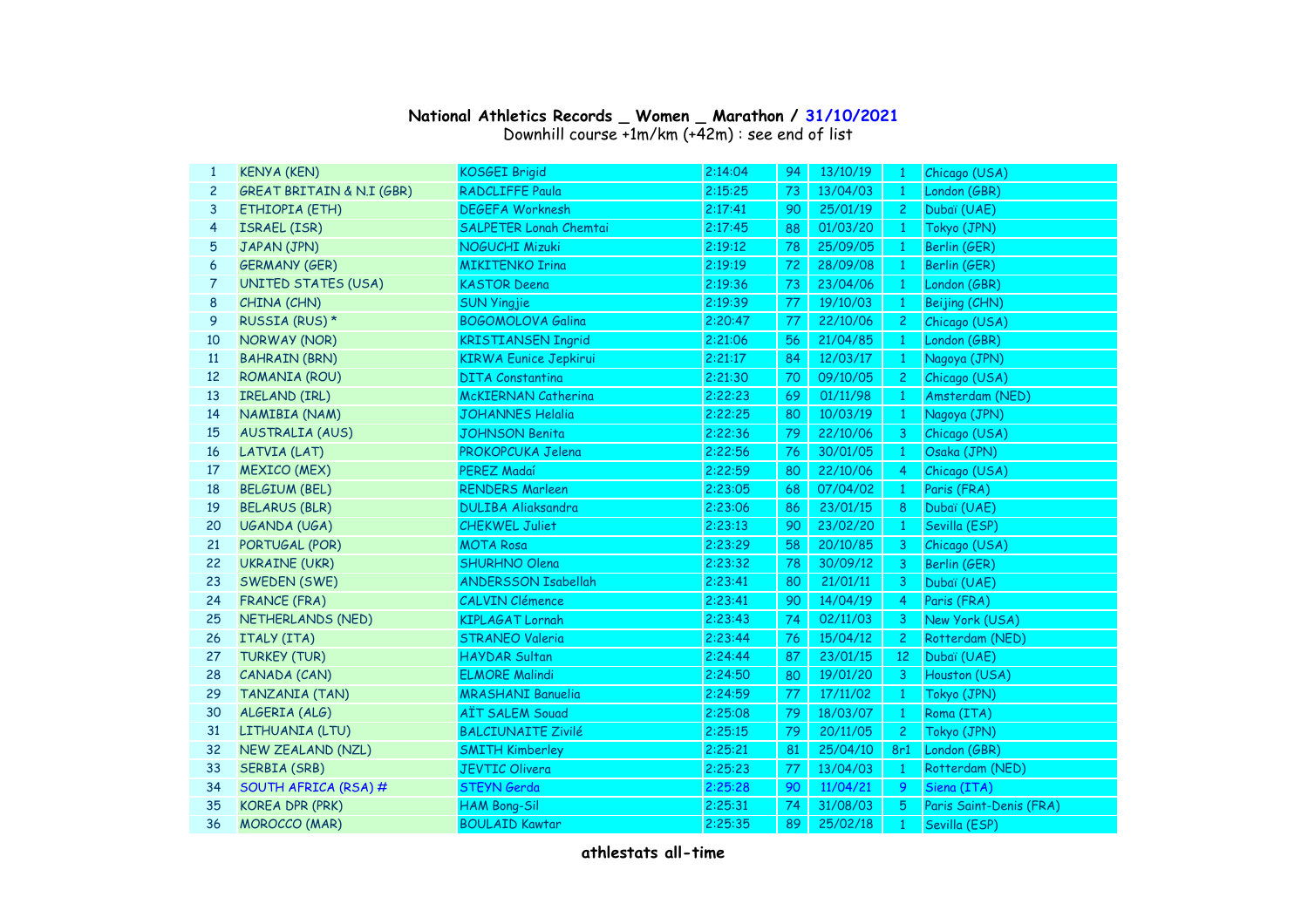**National Athletics Records _ Women _ Marathon / 31/10/2021**

Downhill course +1m/km (+42m) : see end of list

| | | | | | | | |
|---|---|---|---|---|---|---|---|
| 1 | KENYA (KEN) | KOSGEI Brigid | 2:14:04 | 94 | 13/10/19 | 1 | Chicago (USA) |
| 2 | GREAT BRITAIN & N.I (GBR) | RADCLIFFE Paula | 2:15:25 | 73 | 13/04/03 | 1 | London (GBR) |
| 3 | ETHIOPIA (ETH) | DEGEFA Worknesh | 2:17:41 | 90 | 25/01/19 | 2 | Dubaï (UAE) |
| 4 | ISRAEL (ISR) | SALPETER Lonah Chemtai | 2:17:45 | 88 | 01/03/20 | 1 | Tokyo (JPN) |
| 5 | JAPAN (JPN) | NOGUCHI Mizuki | 2:19:12 | 78 | 25/09/05 | 1 | Berlin (GER) |
| 6 | GERMANY (GER) | MIKITENKO Irina | 2:19:19 | 72 | 28/09/08 | 1 | Berlin (GER) |
| 7 | UNITED STATES (USA) | KASTOR Deena | 2:19:36 | 73 | 23/04/06 | 1 | London (GBR) |
| 8 | CHINA (CHN) | SUN Yingjie | 2:19:39 | 77 | 19/10/03 | 1 | Beijing (CHN) |
| 9 | RUSSIA (RUS) * | BOGOMOLOVA Galina | 2:20:47 | 77 | 22/10/06 | 2 | Chicago (USA) |
| 10 | NORWAY (NOR) | KRISTIANSEN Ingrid | 2:21:06 | 56 | 21/04/85 | 1 | London (GBR) |
| 11 | BAHRAIN (BRN) | KIRWA Eunice Jepkirui | 2:21:17 | 84 | 12/03/17 | 1 | Nagoya (JPN) |
| 12 | ROMANIA (ROU) | DITA Constantina | 2:21:30 | 70 | 09/10/05 | 2 | Chicago (USA) |
| 13 | IRELAND (IRL) | McKIERNAN Catherina | 2:22:23 | 69 | 01/11/98 | 1 | Amsterdam (NED) |
| 14 | NAMIBIA (NAM) | JOHANNES Helalia | 2:22:25 | 80 | 10/03/19 | 1 | Nagoya (JPN) |
| 15 | AUSTRALIA (AUS) | JOHNSON Benita | 2:22:36 | 79 | 22/10/06 | 3 | Chicago (USA) |
| 16 | LATVIA (LAT) | PROKOPCUKA Jelena | 2:22:56 | 76 | 30/01/05 | 1 | Osaka (JPN) |
| 17 | MEXICO (MEX) | PEREZ Madaí | 2:22:59 | 80 | 22/10/06 | 4 | Chicago (USA) |
| 18 | BELGIUM (BEL) | RENDERS Marleen | 2:23:05 | 68 | 07/04/02 | 1 | Paris (FRA) |
| 19 | BELARUS (BLR) | DULIBA Aliaksandra | 2:23:06 | 86 | 23/01/15 | 8 | Dubaï (UAE) |
| 20 | UGANDA (UGA) | CHEKWEL Juliet | 2:23:13 | 90 | 23/02/20 | 1 | Sevilla (ESP) |
| 21 | PORTUGAL (POR) | MOTA Rosa | 2:23:29 | 58 | 20/10/85 | 3 | Chicago (USA) |
| 22 | UKRAINE (UKR) | SHURHNO Olena | 2:23:32 | 78 | 30/09/12 | 3 | Berlin (GER) |
| 23 | SWEDEN (SWE) | ANDERSSON Isabellah | 2:23:41 | 80 | 21/01/11 | 3 | Dubaï (UAE) |
| 24 | FRANCE (FRA) | CALVIN Clémence | 2:23:41 | 90 | 14/04/19 | 4 | Paris (FRA) |
| 25 | NETHERLANDS (NED) | KIPLAGAT Lornah | 2:23:43 | 74 | 02/11/03 | 3 | New York (USA) |
| 26 | ITALY (ITA) | STRANEO Valeria | 2:23:44 | 76 | 15/04/12 | 2 | Rotterdam (NED) |
| 27 | TURKEY (TUR) | HAYDAR Sultan | 2:24:44 | 87 | 23/01/15 | 12 | Dubaï (UAE) |
| 28 | CANADA (CAN) | ELMORE Malindi | 2:24:50 | 80 | 19/01/20 | 3 | Houston (USA) |
| 29 | TANZANIA (TAN) | MRASHANI Banuelia | 2:24:59 | 77 | 17/11/02 | 1 | Tokyo (JPN) |
| 30 | ALGERIA (ALG) | AÏT SALEM Souad | 2:25:08 | 79 | 18/03/07 | 1 | Roma (ITA) |
| 31 | LITHUANIA (LTU) | BALCIUNAITE Zivilé | 2:25:15 | 79 | 20/11/05 | 2 | Tokyo (JPN) |
| 32 | NEW ZEALAND (NZL) | SMITH Kimberley | 2:25:21 | 81 | 25/04/10 | 8r1 | London (GBR) |
| 33 | SERBIA (SRB) | JEVTIC Olivera | 2:25:23 | 77 | 13/04/03 | 1 | Rotterdam (NED) |
| 34 | SOUTH AFRICA (RSA) # | STEYN Gerda | 2:25:28 | 90 | 11/04/21 | 9 | Siena (ITA) |
| 35 | KOREA DPR (PRK) | HAM Bong-Sil | 2:25:31 | 74 | 31/08/03 | 5 | Paris Saint-Denis (FRA) |
| 36 | MOROCCO (MAR) | BOULAID Kawtar | 2:25:35 | 89 | 25/02/18 | 1 | Sevilla (ESP) |

**athlestats all-time**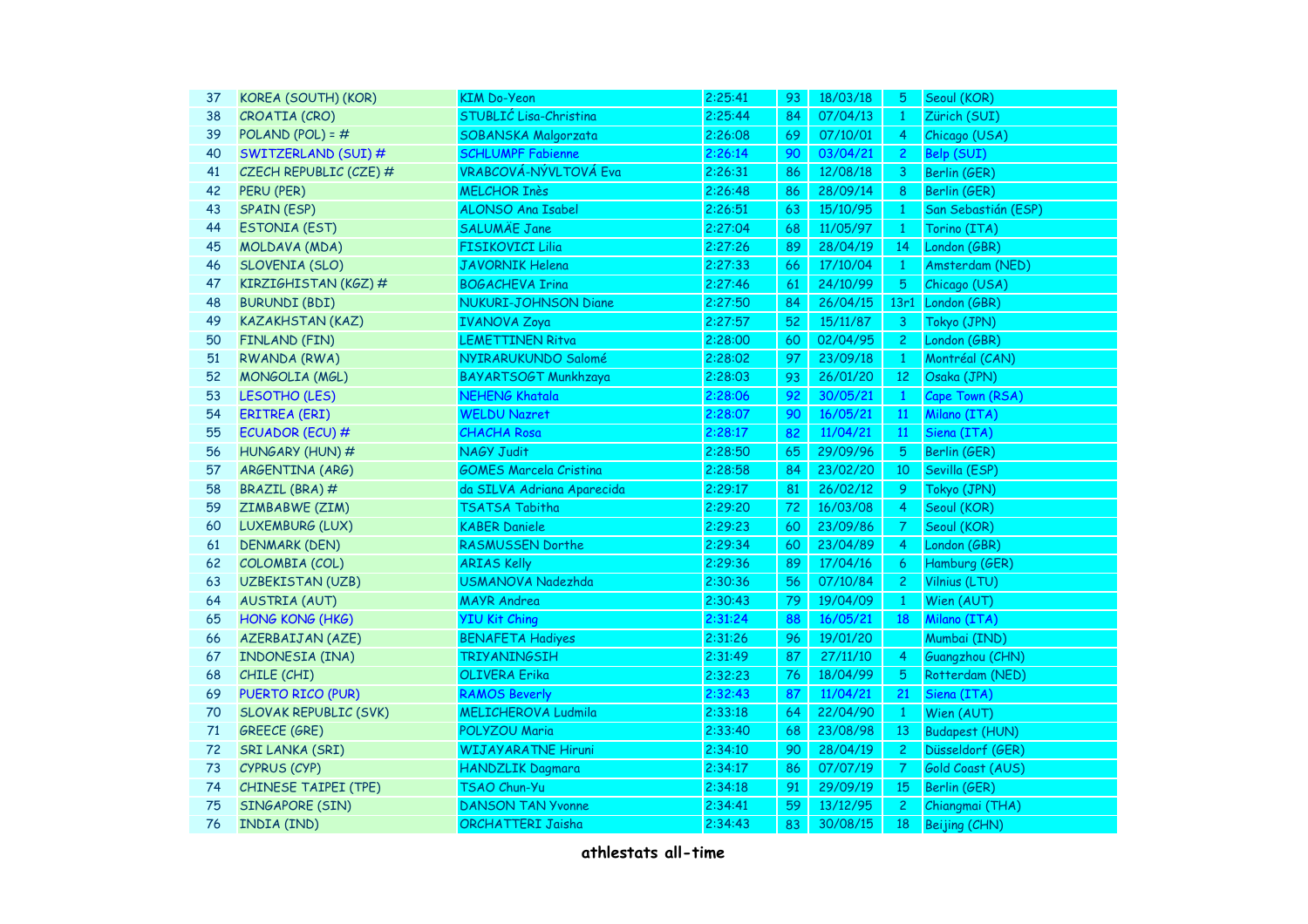| 37 | KOREA (SOUTH) (KOR) | KIM Do-Yeon | 2:25:41 | 93 | 18/03/18 | 5 | Seoul (KOR) |
|---|---|---|---|---|---|---|---|
| 38 | CROATIA (CRO) | STUBLIĆ Lisa-Christina | 2:25:44 | 84 | 07/04/13 | 1 | Zürich (SUI) |
| 39 | POLAND (POL) = # | SOBANSKA Malgorzata | 2:26:08 | 69 | 07/10/01 | 4 | Chicago (USA) |
| 40 | SWITZERLAND (SUI) # | SCHLUMPF Fabienne | 2:26:14 | 90 | 03/04/21 | 2 | Belp (SUI) |
| 41 | CZECH REPUBLIC (CZE) # | VRABCOVÁ-NÝVLTOVÁ Eva | 2:26:31 | 86 | 12/08/18 | 3 | Berlin (GER) |
| 42 | PERU (PER) | MELCHOR Inès | 2:26:48 | 86 | 28/09/14 | 8 | Berlin (GER) |
| 43 | SPAIN (ESP) | ALONSO Ana Isabel | 2:26:51 | 63 | 15/10/95 | 1 | San Sebastián (ESP) |
| 44 | ESTONIA (EST) | SALUMÄE Jane | 2:27:04 | 68 | 11/05/97 | 1 | Torino (ITA) |
| 45 | MOLDAVA (MDA) | FISIKOVICI Lilia | 2:27:26 | 89 | 28/04/19 | 14 | London (GBR) |
| 46 | SLOVENIA (SLO) | JAVORNIK Helena | 2:27:33 | 66 | 17/10/04 | 1 | Amsterdam (NED) |
| 47 | KIRZIGHISTAN (KGZ) # | BOGACHEVA Irina | 2:27:46 | 61 | 24/10/99 | 5 | Chicago (USA) |
| 48 | BURUNDI (BDI) | NUKURI-JOHNSON Diane | 2:27:50 | 84 | 26/04/15 | 13r1 | London (GBR) |
| 49 | KAZAKHSTAN (KAZ) | IVANOVA Zoya | 2:27:57 | 52 | 15/11/87 | 3 | Tokyo (JPN) |
| 50 | FINLAND (FIN) | LEMETTINEN Ritva | 2:28:00 | 60 | 02/04/95 | 2 | London (GBR) |
| 51 | RWANDA (RWA) | NYIRARUKUNDO Salomé | 2:28:02 | 97 | 23/09/18 | 1 | Montréal (CAN) |
| 52 | MONGOLIA (MGL) | BAYARTSOGT Munkhzaya | 2:28:03 | 93 | 26/01/20 | 12 | Osaka (JPN) |
| 53 | LESOTHO (LES) | NEHENG Khatala | 2:28:06 | 92 | 30/05/21 | 1 | Cape Town (RSA) |
| 54 | ERITREA (ERI) | WELDU Nazret | 2:28:07 | 90 | 16/05/21 | 11 | Milano (ITA) |
| 55 | ECUADOR (ECU) # | CHACHA Rosa | 2:28:17 | 82 | 11/04/21 | 11 | Siena (ITA) |
| 56 | HUNGARY (HUN) # | NAGY Judit | 2:28:50 | 65 | 29/09/96 | 5 | Berlin (GER) |
| 57 | ARGENTINA (ARG) | GOMES Marcela Cristina | 2:28:58 | 84 | 23/02/20 | 10 | Sevilla (ESP) |
| 58 | BRAZIL (BRA) # | da SILVA Adriana Aparecida | 2:29:17 | 81 | 26/02/12 | 9 | Tokyo (JPN) |
| 59 | ZIMBABWE (ZIM) | TSATSA Tabitha | 2:29:20 | 72 | 16/03/08 | 4 | Seoul (KOR) |
| 60 | LUXEMBURG (LUX) | KABER Daniele | 2:29:23 | 60 | 23/09/86 | 7 | Seoul (KOR) |
| 61 | DENMARK (DEN) | RASMUSSEN Dorthe | 2:29:34 | 60 | 23/04/89 | 4 | London (GBR) |
| 62 | COLOMBIA (COL) | ARIAS Kelly | 2:29:36 | 89 | 17/04/16 | 6 | Hamburg (GER) |
| 63 | UZBEKISTAN (UZB) | USMANOVA Nadezhda | 2:30:36 | 56 | 07/10/84 | 2 | Vilnius (LTU) |
| 64 | AUSTRIA (AUT) | MAYR Andrea | 2:30:43 | 79 | 19/04/09 | 1 | Wien (AUT) |
| 65 | HONG KONG (HKG) | YIU Kit Ching | 2:31:24 | 88 | 16/05/21 | 18 | Milano (ITA) |
| 66 | AZERBAIJAN (AZE) | BENAFETA Hadiyes | 2:31:26 | 96 | 19/01/20 | | Mumbai (IND) |
| 67 | INDONESIA (INA) | TRIYANINGSIH | 2:31:49 | 87 | 27/11/10 | 4 | Guangzhou (CHN) |
| 68 | CHILE (CHI) | OLIVERA Erika | 2:32:23 | 76 | 18/04/99 | 5 | Rotterdam (NED) |
| 69 | PUERTO RICO (PUR) | RAMOS Beverly | 2:32:43 | 87 | 11/04/21 | 21 | Siena (ITA) |
| 70 | SLOVAK REPUBLIC (SVK) | MELICHEROVA Ludmila | 2:33:18 | 64 | 22/04/90 | 1 | Wien (AUT) |
| 71 | GREECE (GRE) | POLYZOU Maria | 2:33:40 | 68 | 23/08/98 | 13 | Budapest (HUN) |
| 72 | SRI LANKA (SRI) | WIJAYARATNE Hiruni | 2:34:10 | 90 | 28/04/19 | 2 | Düsseldorf (GER) |
| 73 | CYPRUS (CYP) | HANDZLIK Dagmara | 2:34:17 | 86 | 07/07/19 | 7 | Gold Coast (AUS) |
| 74 | CHINESE TAIPEI (TPE) | TSAO Chun-Yu | 2:34:18 | 91 | 29/09/19 | 15 | Berlin (GER) |
| 75 | SINGAPORE (SIN) | DANSON TAN Yvonne | 2:34:41 | 59 | 13/12/95 | 2 | Chiangmai (THA) |
| 76 | INDIA (IND) | ORCHATTERI Jaisha | 2:34:43 | 83 | 30/08/15 | 18 | Beijing (CHN) |

**athlestats all-time**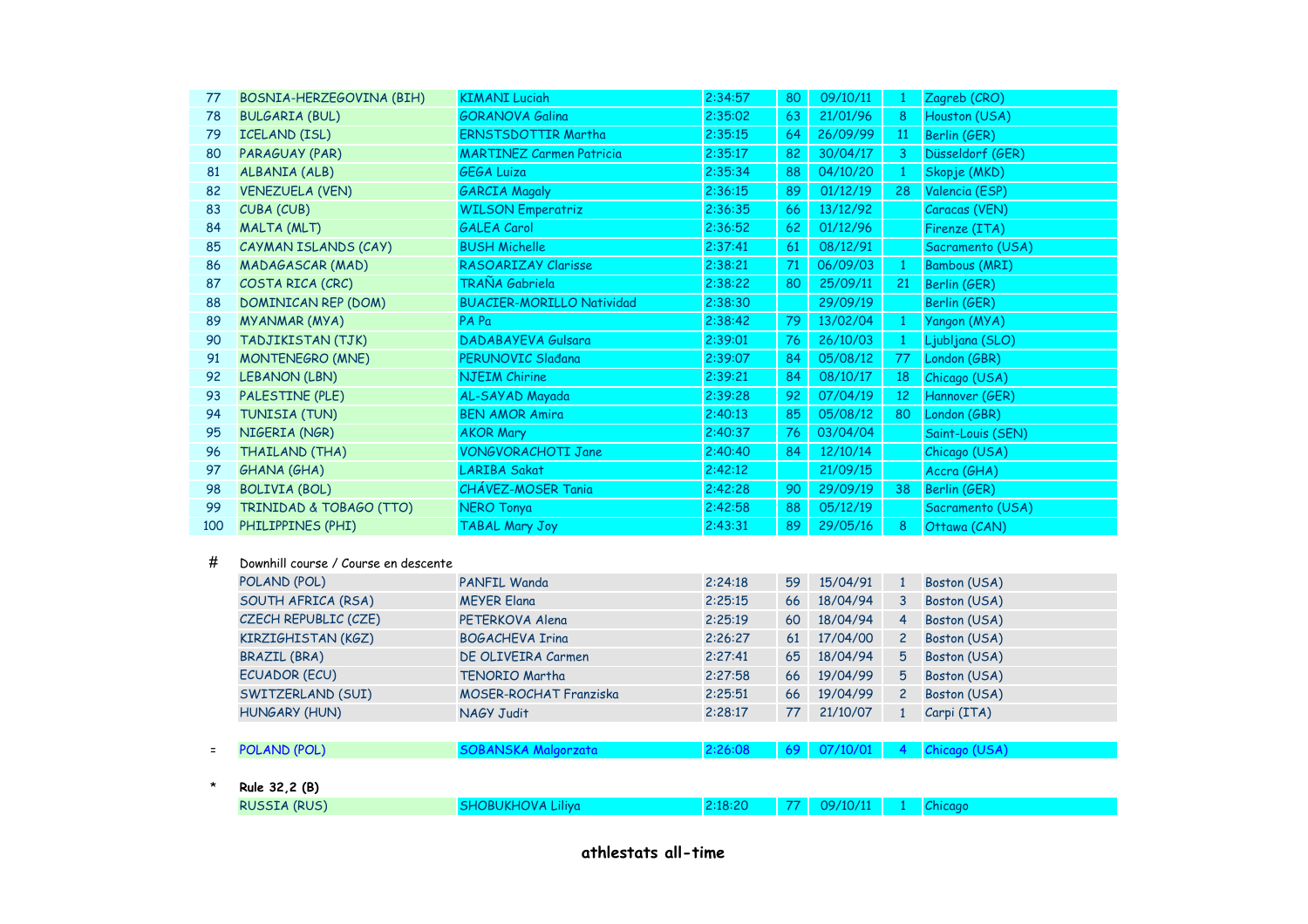| | | | | | | | |
|---|---|---|---|---|---|---|---|
| 77 | BOSNIA-HERZEGOVINA (BIH) | KIMANI Luciah | 2:34:57 | 80 | 09/10/11 | 1 | Zagreb (CRO) |
| 78 | BULGARIA (BUL) | GORANOVA Galina | 2:35:02 | 63 | 21/01/96 | 8 | Houston (USA) |
| 79 | ICELAND (ISL) | ERNSTSDOTTIR Martha | 2:35:15 | 64 | 26/09/99 | 11 | Berlin (GER) |
| 80 | PARAGUAY (PAR) | MARTINEZ Carmen Patricia | 2:35:17 | 82 | 30/04/17 | 3 | Düsseldorf (GER) |
| 81 | ALBANIA (ALB) | GEGA Luiza | 2:35:34 | 88 | 04/10/20 | 1 | Skopje (MKD) |
| 82 | VENEZUELA (VEN) | GARCIA Magaly | 2:36:15 | 89 | 01/12/19 | 28 | Valencia (ESP) |
| 83 | CUBA (CUB) | WILSON Emperatriz | 2:36:35 | 66 | 13/12/92 | | Caracas (VEN) |
| 84 | MALTA (MLT) | GALEA Carol | 2:36:52 | 62 | 01/12/96 | | Firenze (ITA) |
| 85 | CAYMAN ISLANDS (CAY) | BUSH Michelle | 2:37:41 | 61 | 08/12/91 | | Sacramento (USA) |
| 86 | MADAGASCAR (MAD) | RASOARIZAY Clarisse | 2:38:21 | 71 | 06/09/03 | 1 | Bambous (MRI) |
| 87 | COSTA RICA (CRC) | TRAÑA Gabriela | 2:38:22 | 80 | 25/09/11 | 21 | Berlin (GER) |
| 88 | DOMINICAN REP (DOM) | BUACIER-MORILLO Natividad | 2:38:30 | | 29/09/19 | | Berlin (GER) |
| 89 | MYANMAR (MYA) | PA Pa | 2:38:42 | 79 | 13/02/04 | 1 | Yangon (MYA) |
| 90 | TADJIKISTAN (TJK) | DADABAYEVA Gulsara | 2:39:01 | 76 | 26/10/03 | 1 | Ljubljana (SLO) |
| 91 | MONTENEGRO (MNE) | PERUNOVIC Slađana | 2:39:07 | 84 | 05/08/12 | 77 | London (GBR) |
| 92 | LEBANON (LBN) | NJEIM Chirine | 2:39:21 | 84 | 08/10/17 | 18 | Chicago (USA) |
| 93 | PALESTINE (PLE) | AL-SAYAD Mayada | 2:39:28 | 92 | 07/04/19 | 12 | Hannover (GER) |
| 94 | TUNISIA (TUN) | BEN AMOR Amira | 2:40:13 | 85 | 05/08/12 | 80 | London (GBR) |
| 95 | NIGERIA (NGR) | AKOR Mary | 2:40:37 | 76 | 03/04/04 | | Saint-Louis (SEN) |
| 96 | THAILAND (THA) | VONGVORACHOTI Jane | 2:40:40 | 84 | 12/10/14 | | Chicago (USA) |
| 97 | GHANA (GHA) | LARIBA Sakat | 2:42:12 | | 21/09/15 | | Accra (GHA) |
| 98 | BOLIVIA (BOL) | CHÁVEZ-MOSER Tania | 2:42:28 | 90 | 29/09/19 | 38 | Berlin (GER) |
| 99 | TRINIDAD & TOBAGO (TTO) | NERO Tonya | 2:42:58 | 88 | 05/12/19 | | Sacramento (USA) |
| 100 | PHILIPPINES (PHI) | TABAL Mary Joy | 2:43:31 | 89 | 29/05/16 | 8 | Ottawa (CAN) |

# Downhill course / Course en descente

| | | | | | | | |
|---|---|---|---|---|---|---|---|
| | POLAND (POL) | PANFIL Wanda | 2:24:18 | 59 | 15/04/91 | 1 | Boston (USA) |
| | SOUTH AFRICA (RSA) | MEYER Elana | 2:25:15 | 66 | 18/04/94 | 3 | Boston (USA) |
| | CZECH REPUBLIC (CZE) | PETERKOVA Alena | 2:25:19 | 60 | 18/04/94 | 4 | Boston (USA) |
| | KIRZIGHISTAN (KGZ) | BOGACHEVA Irina | 2:26:27 | 61 | 17/04/00 | 2 | Boston (USA) |
| | BRAZIL (BRA) | DE OLIVEIRA Carmen | 2:27:41 | 65 | 18/04/94 | 5 | Boston (USA) |
| | ECUADOR (ECU) | TENORIO Martha | 2:27:58 | 66 | 19/04/99 | 5 | Boston (USA) |
| | SWITZERLAND (SUI) | MOSER-ROCHAT Franziska | 2:25:51 | 66 | 19/04/99 | 2 | Boston (USA) |
| | HUNGARY (HUN) | NAGY Judit | 2:28:17 | 77 | 21/10/07 | 1 | Carpi (ITA) |
| = | POLAND (POL) | SOBANSKA Malgorzata | 2:26:08 | 69 | 07/10/01 | 4 | Chicago (USA) |

\* **Rule 32,2 (B)**

| | | | | | | | |
|---|---|---|---|---|---|---|---|
| | RUSSIA (RUS) | SHOBUKHOVA Liliya | 2:18:20 | 77 | 09/10/11 | 1 | Chicago |